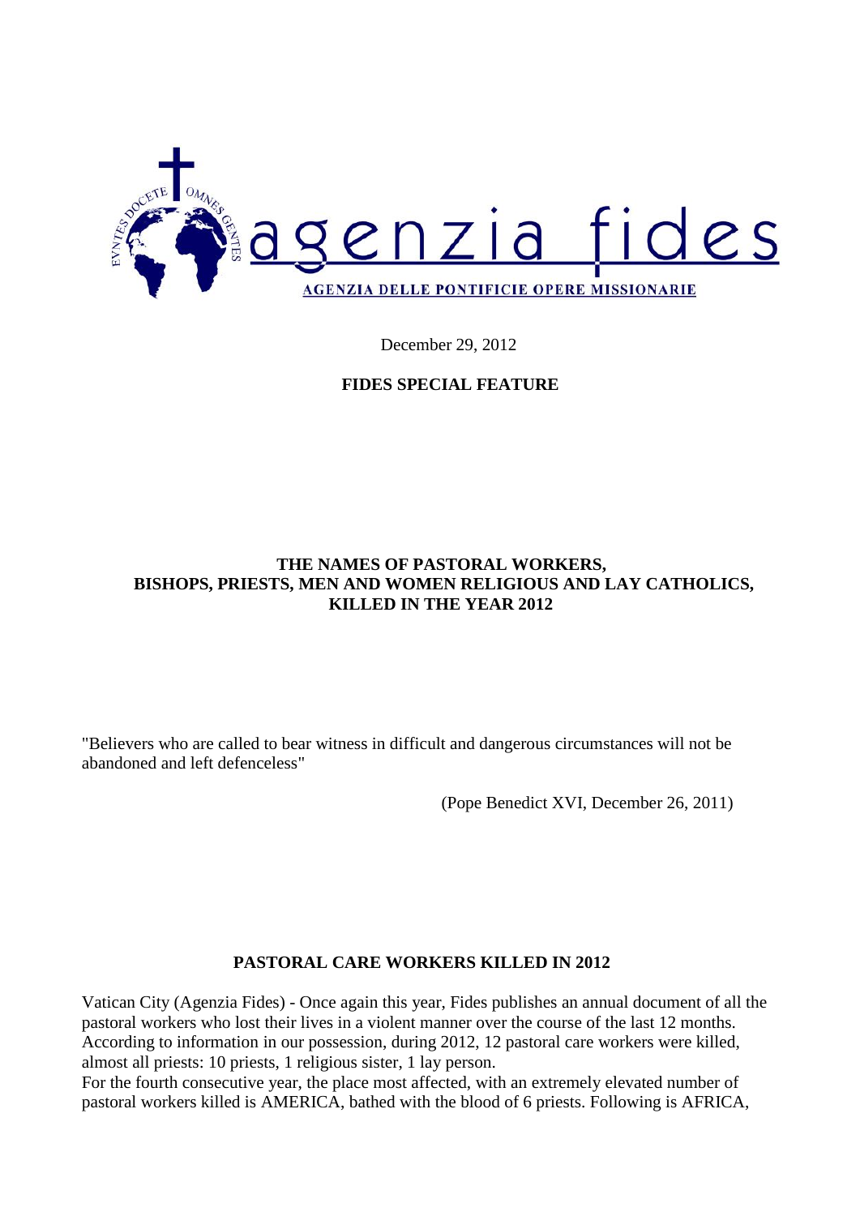agenzia fides

AGENZIA DELLE PONTIFICIE OPERE MISSIONARIE

December 29, 2012

**FIDES SPECIAL FEATURE**

# THE NAMES OF PASTORAL WORKERS, BISHOPS, PRIESTS, MEN AND WOMEN RELIGIOUS AND LAY CATHOLICS, KILLED IN THE YEAR 2012

"Believers who are called to bear witness in difficult and dangerous circumstances will not be abandoned and left defenceless"

(Pope Benedict XVI, December 26, 2011)

## PASTORAL CARE WORKERS KILLED IN 2012

Vatican City (Agenzia Fides) - Once again this year, Fides publishes an annual document of all the pastoral workers who lost their lives in a violent manner over the course of the last 12 months. According to information in our possession, during 2012, 12 pastoral care workers were killed, almost all priests: 10 priests, 1 religious sister, 1 lay person.

For the fourth consecutive year, the place most affected, with an extremely elevated number of pastoral workers killed is AMERICA, bathed with the blood of 6 priests. Following is AFRICA,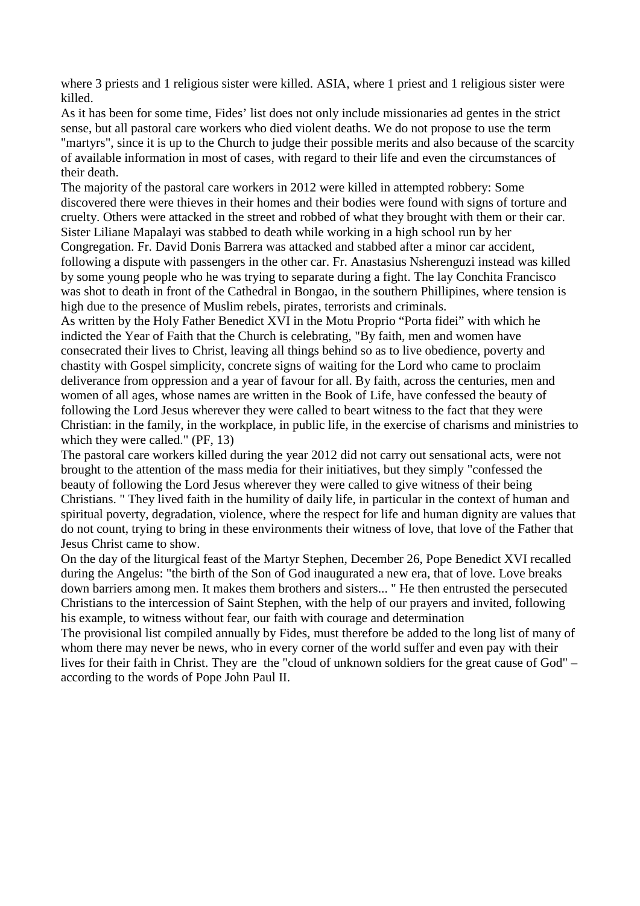where 3 priests and 1 religious sister were killed. ASIA, where 1 priest and 1 religious sister were killed.

As it has been for some time, Fides' list does not only include missionaries ad gentes in the strict sense, but all pastoral care workers who died violent deaths. We do not propose to use the term "martyrs", since it is up to the Church to judge their possible merits and also because of the scarcity of available information in most of cases, with regard to their life and even the circumstances of their death.

The majority of the pastoral care workers in 2012 were killed in attempted robbery: Some discovered there were thieves in their homes and their bodies were found with signs of torture and cruelty. Others were attacked in the street and robbed of what they brought with them or their car. Sister Liliane Mapalayi was stabbed to death while working in a high school run by her Congregation. Fr. David Donis Barrera was attacked and stabbed after a minor car accident, following a dispute with passengers in the other car. Fr. Anastasius Nsherenguzi instead was killed by some young people who he was trying to separate during a fight. The lay Conchita Francisco was shot to death in front of the Cathedral in Bongao, in the southern Phillipines, where tension is high due to the presence of Muslim rebels, pirates, terrorists and criminals.

As written by the Holy Father Benedict XVI in the Motu Proprio "Porta fidei" with which he indicted the Year of Faith that the Church is celebrating, "By faith, men and women have consecrated their lives to Christ, leaving all things behind so as to live obedience, poverty and chastity with Gospel simplicity, concrete signs of waiting for the Lord who came to proclaim deliverance from oppression and a year of favour for all. By faith, across the centuries, men and women of all ages, whose names are written in the Book of Life, have confessed the beauty of following the Lord Jesus wherever they were called to beart witness to the fact that they were Christian: in the family, in the workplace, in public life, in the exercise of charisms and ministries to which they were called." (PF, 13)

The pastoral care workers killed during the year 2012 did not carry out sensational acts, were not brought to the attention of the mass media for their initiatives, but they simply "confessed the beauty of following the Lord Jesus wherever they were called to give witness of their being Christians. " They lived faith in the humility of daily life, in particular in the context of human and spiritual poverty, degradation, violence, where the respect for life and human dignity are values that do not count, trying to bring in these environments their witness of love, that love of the Father that Jesus Christ came to show.

On the day of the liturgical feast of the Martyr Stephen, December 26, Pope Benedict XVI recalled during the Angelus: "the birth of the Son of God inaugurated a new era, that of love. Love breaks down barriers among men. It makes them brothers and sisters... " He then entrusted the persecuted Christians to the intercession of Saint Stephen, with the help of our prayers and invited, following his example, to witness without fear, our faith with courage and determination

The provisional list compiled annually by Fides, must therefore be added to the long list of many of whom there may never be news, who in every corner of the world suffer and even pay with their lives for their faith in Christ. They are the "cloud of unknown soldiers for the great cause of God" – according to the words of Pope John Paul II.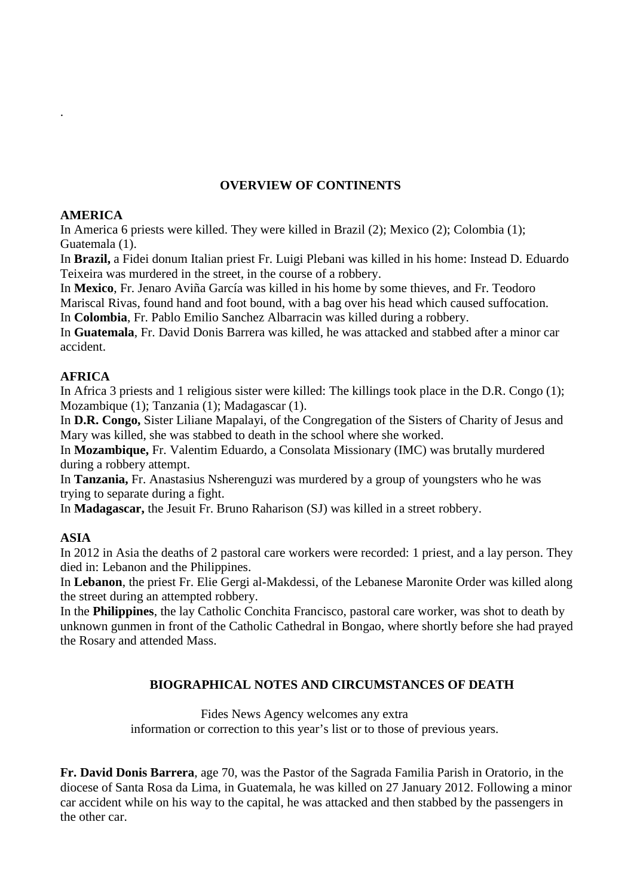.

## OVERVIEW OF CONTINENTS

**AMERICA**

In America 6 priests were killed. They were killed in Brazil (2); Mexico (2); Colombia (1); Guatemala (1).

In **Brazil,** a Fidei donum Italian priest Fr. Luigi Plebani was killed in his home: Instead D. Eduardo Teixeira was murdered in the street, in the course of a robbery.

In **Mexico**, Fr. Jenaro Aviña García was killed in his home by some thieves, and Fr. Teodoro Mariscal Rivas, found hand and foot bound, with a bag over his head which caused suffocation.

In **Colombia**, Fr. Pablo Emilio Sanchez Albarracin was killed during a robbery.

In **Guatemala**, Fr. David Donis Barrera was killed, he was attacked and stabbed after a minor car accident.

**AFRICA**

In Africa 3 priests and 1 religious sister were killed: The killings took place in the D.R. Congo (1); Mozambique (1); Tanzania (1); Madagascar (1).

In **D.R. Congo,** Sister Liliane Mapalayi, of the Congregation of the Sisters of Charity of Jesus and Mary was killed, she was stabbed to death in the school where she worked.

In **Mozambique,** Fr. Valentim Eduardo, a Consolata Missionary (IMC) was brutally murdered during a robbery attempt.

In **Tanzania,** Fr. Anastasius Nsherenguzi was murdered by a group of youngsters who he was trying to separate during a fight.

In **Madagascar,** the Jesuit Fr. Bruno Raharison (SJ) was killed in a street robbery.

**ASIA**

In 2012 in Asia the deaths of 2 pastoral care workers were recorded: 1 priest, and a lay person. They died in: Lebanon and the Philippines.

In **Lebanon**, the priest Fr. Elie Gergi al-Makdessi, of the Lebanese Maronite Order was killed along the street during an attempted robbery.

In the **Philippines**, the lay Catholic Conchita Francisco, pastoral care worker, was shot to death by unknown gunmen in front of the Catholic Cathedral in Bongao, where shortly before she had prayed the Rosary and attended Mass.

## BIOGRAPHICAL NOTES AND CIRCUMSTANCES OF DEATH

Fides News Agency welcomes any extra information or correction to this year's list or to those of previous years.

**Fr. David Donis Barrera**, age 70, was the Pastor of the Sagrada Familia Parish in Oratorio, in the diocese of Santa Rosa da Lima, in Guatemala, he was killed on 27 January 2012. Following a minor car accident while on his way to the capital, he was attacked and then stabbed by the passengers in the other car.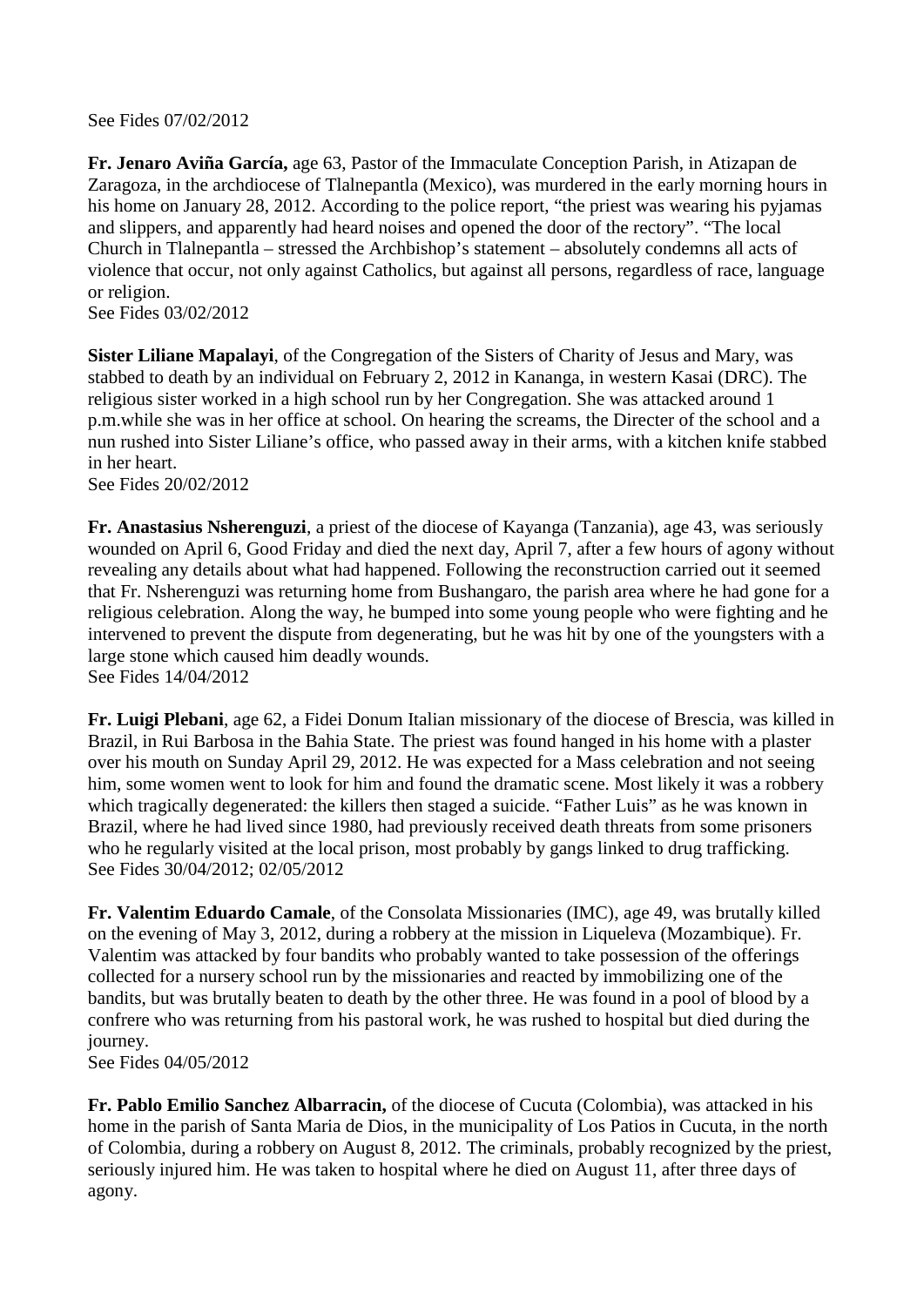See Fides 07/02/2012

**Fr. Jenaro Aviña García,** age 63, Pastor of the Immaculate Conception Parish, in Atizapan de Zaragoza, in the archdiocese of Tlalnepantla (Mexico), was murdered in the early morning hours in his home on January 28, 2012. According to the police report, "the priest was wearing his pyjamas and slippers, and apparently had heard noises and opened the door of the rectory". "The local Church in Tlalnepantla – stressed the Archbishop's statement – absolutely condemns all acts of violence that occur, not only against Catholics, but against all persons, regardless of race, language or religion.
See Fides 03/02/2012

**Sister Liliane Mapalayi**, of the Congregation of the Sisters of Charity of Jesus and Mary, was stabbed to death by an individual on February 2, 2012 in Kananga, in western Kasai (DRC). The religious sister worked in a high school run by her Congregation. She was attacked around 1 p.m.while she was in her office at school. On hearing the screams, the Directer of the school and a nun rushed into Sister Liliane's office, who passed away in their arms, with a kitchen knife stabbed in her heart.
See Fides 20/02/2012

**Fr. Anastasius Nsherenguzi**, a priest of the diocese of Kayanga (Tanzania), age 43, was seriously wounded on April 6, Good Friday and died the next day, April 7, after a few hours of agony without revealing any details about what had happened. Following the reconstruction carried out it seemed that Fr. Nsherenguzi was returning home from Bushangaro, the parish area where he had gone for a religious celebration. Along the way, he bumped into some young people who were fighting and he intervened to prevent the dispute from degenerating, but he was hit by one of the youngsters with a large stone which caused him deadly wounds.
See Fides 14/04/2012

**Fr. Luigi Plebani**, age 62, a Fidei Donum Italian missionary of the diocese of Brescia, was killed in Brazil, in Rui Barbosa in the Bahia State. The priest was found hanged in his home with a plaster over his mouth on Sunday April 29, 2012. He was expected for a Mass celebration and not seeing him, some women went to look for him and found the dramatic scene. Most likely it was a robbery which tragically degenerated: the killers then staged a suicide. "Father Luis" as he was known in Brazil, where he had lived since 1980, had previously received death threats from some prisoners who he regularly visited at the local prison, most probably by gangs linked to drug trafficking.
See Fides 30/04/2012; 02/05/2012

**Fr. Valentim Eduardo Camale**, of the Consolata Missionaries (IMC), age 49, was brutally killed on the evening of May 3, 2012, during a robbery at the mission in Liqueleva (Mozambique). Fr. Valentim was attacked by four bandits who probably wanted to take possession of the offerings collected for a nursery school run by the missionaries and reacted by immobilizing one of the bandits, but was brutally beaten to death by the other three. He was found in a pool of blood by a confrere who was returning from his pastoral work, he was rushed to hospital but died during the journey.
See Fides 04/05/2012

**Fr. Pablo Emilio Sanchez Albarracin,** of the diocese of Cucuta (Colombia), was attacked in his home in the parish of Santa Maria de Dios, in the municipality of Los Patios in Cucuta, in the north of Colombia, during a robbery on August 8, 2012. The criminals, probably recognized by the priest, seriously injured him. He was taken to hospital where he died on August 11, after three days of agony.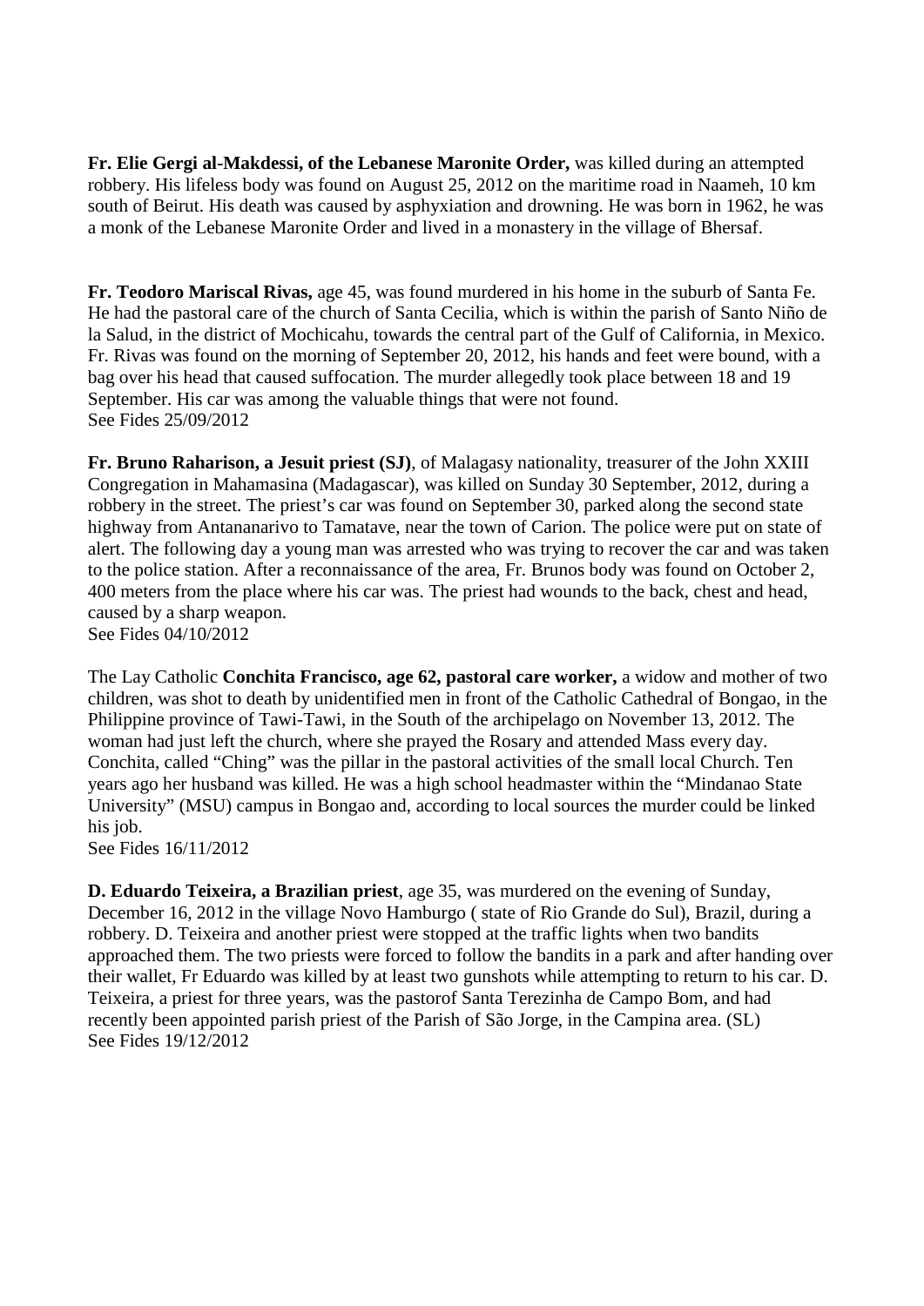**Fr. Elie Gergi al-Makdessi, of the Lebanese Maronite Order,** was killed during an attempted robbery. His lifeless body was found on August 25, 2012 on the maritime road in Naameh, 10 km south of Beirut. His death was caused by asphyxiation and drowning. He was born in 1962, he was a monk of the Lebanese Maronite Order and lived in a monastery in the village of Bhersaf.

**Fr. Teodoro Mariscal Rivas,** age 45, was found murdered in his home in the suburb of Santa Fe. He had the pastoral care of the church of Santa Cecilia, which is within the parish of Santo Niño de la Salud, in the district of Mochicahu, towards the central part of the Gulf of California, in Mexico. Fr. Rivas was found on the morning of September 20, 2012, his hands and feet were bound, with a bag over his head that caused suffocation. The murder allegedly took place between 18 and 19 September. His car was among the valuable things that were not found.
See Fides 25/09/2012

**Fr. Bruno Raharison, a Jesuit priest (SJ)**, of Malagasy nationality, treasurer of the John XXIII Congregation in Mahamasina (Madagascar), was killed on Sunday 30 September, 2012, during a robbery in the street. The priest's car was found on September 30, parked along the second state highway from Antananarivo to Tamatave, near the town of Carion. The police were put on state of alert. The following day a young man was arrested who was trying to recover the car and was taken to the police station. After a reconnaissance of the area, Fr. Brunos body was found on October 2, 400 meters from the place where his car was. The priest had wounds to the back, chest and head, caused by a sharp weapon.
See Fides 04/10/2012

The Lay Catholic **Conchita Francisco, age 62, pastoral care worker,** a widow and mother of two children, was shot to death by unidentified men in front of the Catholic Cathedral of Bongao, in the Philippine province of Tawi-Tawi, in the South of the archipelago on November 13, 2012. The woman had just left the church, where she prayed the Rosary and attended Mass every day. Conchita, called "Ching" was the pillar in the pastoral activities of the small local Church. Ten years ago her husband was killed. He was a high school headmaster within the "Mindanao State University" (MSU) campus in Bongao and, according to local sources the murder could be linked his job.
See Fides 16/11/2012

**D. Eduardo Teixeira, a Brazilian priest**, age 35, was murdered on the evening of Sunday, December 16, 2012 in the village Novo Hamburgo ( state of Rio Grande do Sul), Brazil, during a robbery. D. Teixeira and another priest were stopped at the traffic lights when two bandits approached them. The two priests were forced to follow the bandits in a park and after handing over their wallet, Fr Eduardo was killed by at least two gunshots while attempting to return to his car. D. Teixeira, a priest for three years, was the pastorof Santa Terezinha de Campo Bom, and had recently been appointed parish priest of the Parish of São Jorge, in the Campina area. (SL)
See Fides 19/12/2012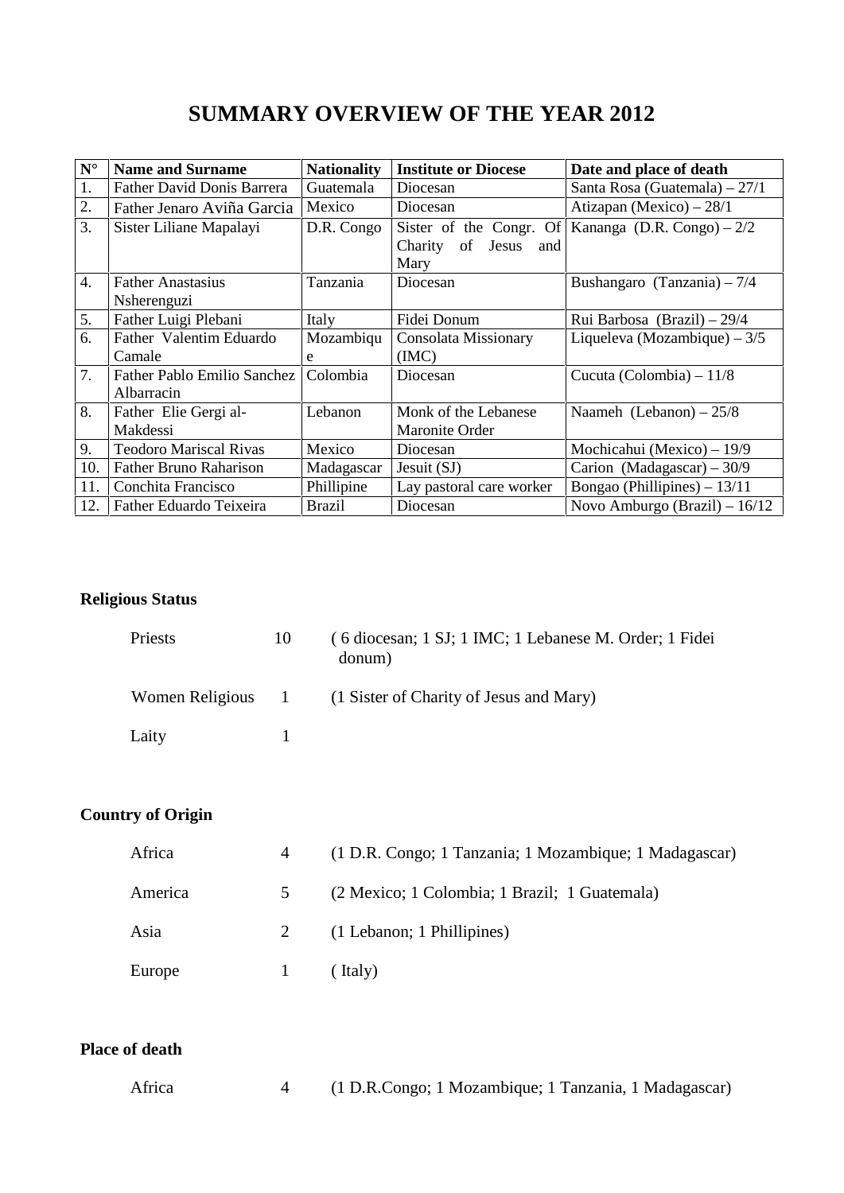# SUMMARY OVERVIEW OF THE YEAR 2012

| N° | Name and Surname | Nationality | Institute or Diocese | Date and place of death |
|---|---|---|---|---|
| 1. | Father David Donis Barrera | Guatemala | Diocesan | Santa Rosa (Guatemala) – 27/1 |
| 2. | Father Jenaro Aviña Garcia | Mexico | Diocesan | Atizapan (Mexico) – 28/1 |
| 3. | Sister Liliane Mapalayi | D.R. Congo | Sister of the Congr. Of Charity of Jesus and Mary | Kananga (D.R. Congo) – 2/2 |
| 4. | Father Anastasius Nsherenguzi | Tanzania | Diocesan | Bushangaro (Tanzania) – 7/4 |
| 5. | Father Luigi Plebani | Italy | Fidei Donum | Rui Barbosa (Brazil) – 29/4 |
| 6. | Father Valentim Eduardo Camale | Mozambique | Consolata Missionary (IMC) | Liqueleva (Mozambique) – 3/5 |
| 7. | Father Pablo Emilio Sanchez Albarracin | Colombia | Diocesan | Cucuta (Colombia) – 11/8 |
| 8. | Father Elie Gergi al-Makdessi | Lebanon | Monk of the Lebanese Maronite Order | Naameh (Lebanon) – 25/8 |
| 9. | Teodoro Mariscal Rivas | Mexico | Diocesan | Mochicahui (Mexico) – 19/9 |
| 10. | Father Bruno Raharison | Madagascar | Jesuit (SJ) | Carion (Madagascar) – 30/9 |
| 11. | Conchita Francisco | Phillipine | Lay pastoral care worker | Bongao (Phillipines) – 13/11 |
| 12. | Father Eduardo Teixeira | Brazil | Diocesan | Novo Amburgo (Brazil) – 16/12 |

**Religious Status**

| | | |
|---|---|---|
| Priests | 10 | ( 6 diocesan; 1 SJ; 1 IMC; 1 Lebanese M. Order; 1 Fidei donum) |
| Women Religious | 1 | (1 Sister of Charity of Jesus and Mary) |
| Laity | 1 | |

**Country of Origin**

| | | |
|---|---|---|
| Africa | 4 | (1 D.R. Congo; 1 Tanzania; 1 Mozambique; 1 Madagascar) |
| America | 5 | (2 Mexico; 1 Colombia; 1 Brazil; 1 Guatemala) |
| Asia | 2 | (1 Lebanon; 1 Phillipines) |
| Europe | 1 | ( Italy) |

**Place of death**

| | | |
|---|---|---|
| Africa | 4 | (1 D.R.Congo; 1 Mozambique; 1 Tanzania, 1 Madagascar) |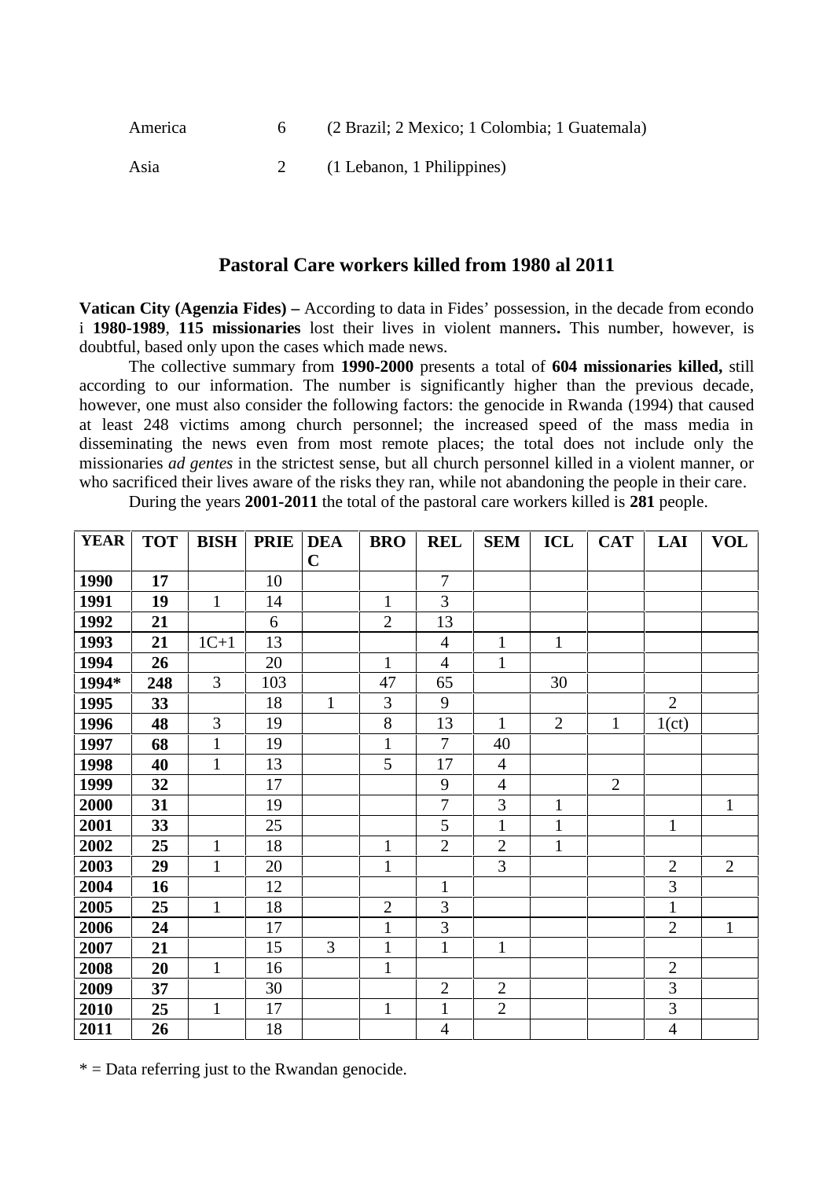America 6 (2 Brazil; 2 Mexico; 1 Colombia; 1 Guatemala)

Asia 2 (1 Lebanon, 1 Philippines)

## Pastoral Care workers killed from 1980 al 2011

**Vatican City (Agenzia Fides) –** According to data in Fides' possession, in the decade from econdo i **1980-1989**, **115 missionaries** lost their lives in violent manners**.** This number, however, is doubtful, based only upon the cases which made news.

The collective summary from **1990-2000** presents a total of **604 missionaries killed,** still according to our information. The number is significantly higher than the previous decade, however, one must also consider the following factors: the genocide in Rwanda (1994) that caused at least 248 victims among church personnel; the increased speed of the mass media in disseminating the news even from most remote places; the total does not include only the missionaries *ad gentes* in the strictest sense, but all church personnel killed in a violent manner, or who sacrificed their lives aware of the risks they ran, while not abandoning the people in their care.

During the years **2001-2011** the total of the pastoral care workers killed is **281** people.

| YEAR | TOT | BISH | PRIE | DEAC | BRO | REL | SEM | ICL | CAT | LAI | VOL |
|---|---|---|---|---|---|---|---|---|---|---|---|
| **1990** | **17** | | 10 | | | 7 | | | | | |
| **1991** | **19** | 1 | 14 | | 1 | 3 | | | | | |
| **1992** | **21** | | 6 | | 2 | 13 | | | | | |
| **1993** | **21** | 1C+1 | 13 | | | 4 | 1 | 1 | | | |
| **1994** | **26** | | 20 | | 1 | 4 | 1 | | | | |
| **1994*** | **248** | 3 | 103 | | 47 | 65 | | 30 | | | |
| **1995** | **33** | | 18 | 1 | 3 | 9 | | | | 2 | |
| **1996** | **48** | 3 | 19 | | 8 | 13 | 1 | 2 | 1 | 1(ct) | |
| **1997** | **68** | 1 | 19 | | 1 | 7 | 40 | | | | |
| **1998** | **40** | 1 | 13 | | 5 | 17 | 4 | | | | |
| **1999** | **32** | | 17 | | | 9 | 4 | | 2 | | |
| **2000** | **31** | | 19 | | | 7 | 3 | 1 | | | 1 |
| **2001** | **33** | | 25 | | | 5 | 1 | 1 | | 1 | |
| **2002** | **25** | 1 | 18 | | 1 | 2 | 2 | 1 | | | |
| **2003** | **29** | 1 | 20 | | 1 | | 3 | | | 2 | 2 |
| **2004** | **16** | | 12 | | | 1 | | | | 3 | |
| **2005** | **25** | 1 | 18 | | 2 | 3 | | | | 1 | |
| **2006** | **24** | | 17 | | 1 | 3 | | | | 2 | 1 |
| **2007** | **21** | | 15 | 3 | 1 | 1 | 1 | | | | |
| **2008** | **20** | 1 | 16 | | 1 | | | | | 2 | |
| **2009** | **37** | | 30 | | | 2 | 2 | | | 3 | |
| **2010** | **25** | 1 | 17 | | 1 | 1 | 2 | | | 3 | |
| **2011** | **26** | | 18 | | | 4 | | | | 4 | |

* = Data referring just to the Rwandan genocide.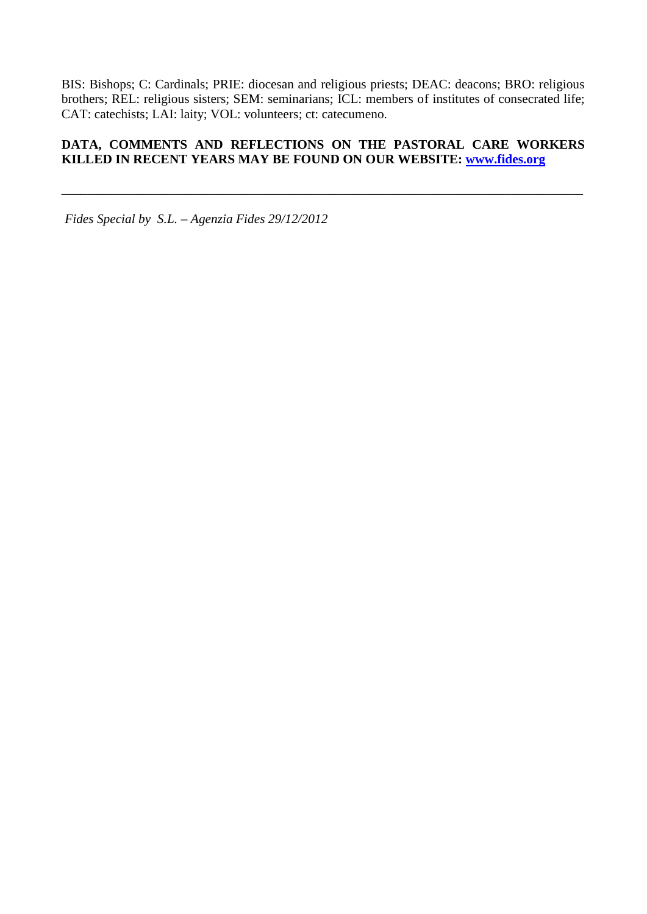BIS: Bishops; C: Cardinals; PRIE: diocesan and religious priests; DEAC: deacons; BRO: religious brothers; REL: religious sisters; SEM: seminarians; ICL: members of institutes of consecrated life; CAT: catechists; LAI: laity; VOL: volunteers; ct: catecumeno.

**DATA, COMMENTS AND REFLECTIONS ON THE PASTORAL CARE WORKERS KILLED IN RECENT YEARS MAY BE FOUND ON OUR WEBSITE: [www.fides.org](http://www.fides.org)**

---

*Fides Special by S.L. – Agenzia Fides 29/12/2012*